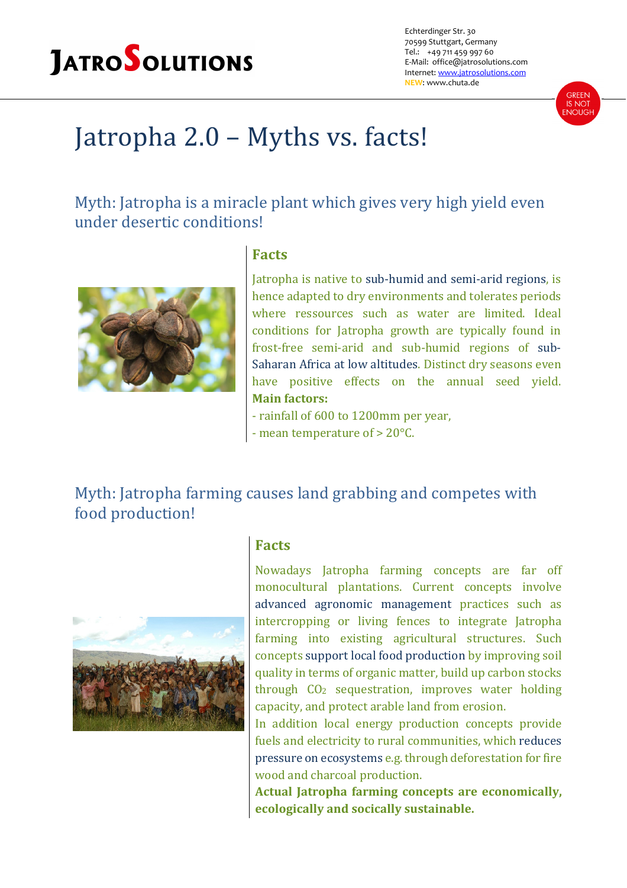# JatroSolutions

Echterdinger Str. 30
70599 Stuttgart, Germany
Tel.: +49 711 459 997 60
E-Mail: office@jatrosolutions.com
Internet: www.jatrosolutions.com
NEW: www.chuta.de

GREEN IS NOT ENOUGH

# Jatropha 2.0 – Myths vs. facts!

## Myth: Jatropha is a miracle plant which gives very high yield even under desertic conditions!

### Facts

Jatropha is native to sub-humid and semi-arid regions, is hence adapted to dry environments and tolerates periods where ressources such as water are limited. Ideal conditions for Jatropha growth are typically found in frost-free semi-arid and sub-humid regions of sub-Saharan Africa at low altitudes. Distinct dry seasons even have positive effects on the annual seed yield.

**Main factors:**

- rainfall of 600 to 1200mm per year,
- mean temperature of > 20°C.

## Myth: Jatropha farming causes land grabbing and competes with food production!

### Facts

Nowadays Jatropha farming concepts are far off monocultural plantations. Current concepts involve advanced agronomic management practices such as intercropping or living fences to integrate Jatropha farming into existing agricultural structures. Such concepts support local food production by improving soil quality in terms of organic matter, build up carbon stocks through $CO_2$ sequestration, improves water holding capacity, and protect arable land from erosion.

In addition local energy production concepts provide fuels and electricity to rural communities, which reduces pressure on ecosystems e.g. through deforestation for fire wood and charcoal production.

**Actual Jatropha farming concepts are economically, ecologically and socically sustainable.**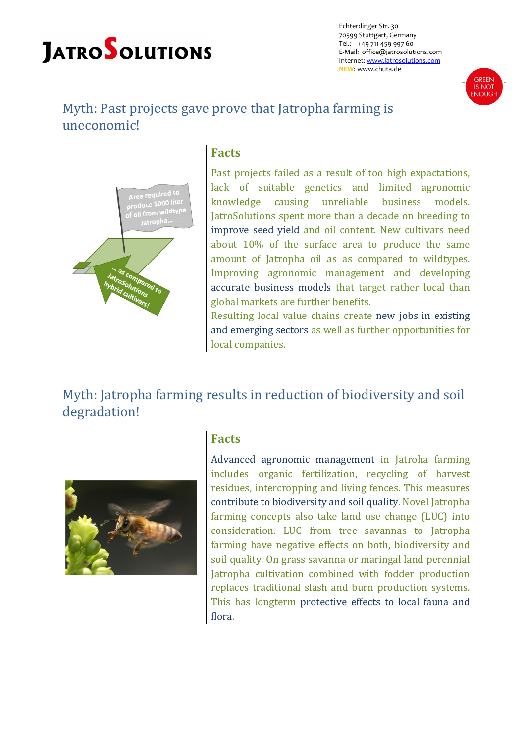# Myth: Past projects gave prove that Jatropha farming is uneconomic!

Area required to produce 1000 liter of oil from wildtype Jatropha...

... as compared to JatroSolutions hybrid cultivars!

## Facts

Past projects failed as a result of too high expactations, lack of suitable genetics and limited agronomic knowledge causing unreliable business models. JatroSolutions spent more than a decade on breeding to improve seed yield and oil content. New cultivars need about 10% of the surface area to produce the same amount of Jatropha oil as as compared to wildtypes. Improving agronomic management and developing accurate business models that target rather local than global markets are further benefits.

Resulting local value chains create new jobs in existing and emerging sectors as well as further opportunities for local companies.

# Myth: Jatropha farming results in reduction of biodiversity and soil degradation!

## Facts

Advanced agronomic management in Jatroha farming includes organic fertilization, recycling of harvest residues, intercropping and living fences. This measures contribute to biodiversity and soil quality. Novel Jatropha farming concepts also take land use change (LUC) into consideration. LUC from tree savannas to Jatropha farming have negative effects on both, biodiversity and soil quality. On grass savanna or maringal land perennial Jatropha cultivation combined with fodder production replaces traditional slash and burn production systems. This has longterm protective effects to local fauna and flora.